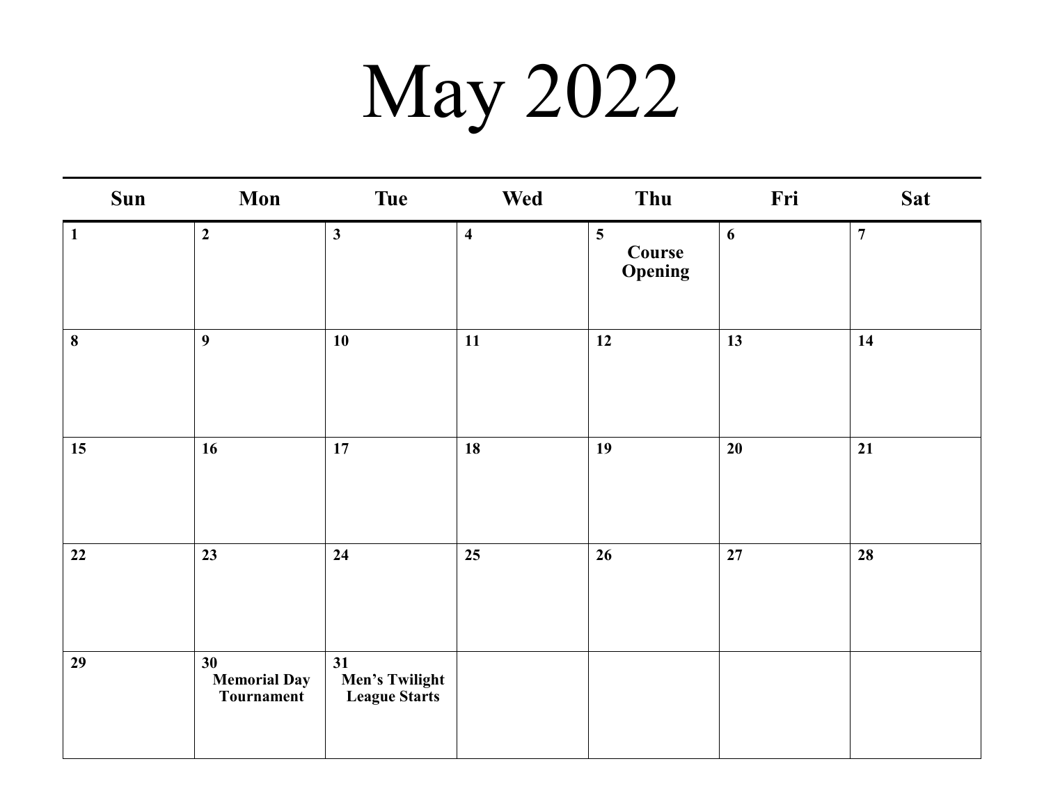# May 2022

| Sun | Mon | Tue | Wed | Thu | Fri | Sat |
|---|---|---|---|---|---|---|
| **1** | **2** | **3** | **4** | **5** **Course Opening** | **6** | **7** |
| **8** | **9** | **10** | **11** | **12** | **13** | **14** |
| **15** | **16** | **17** | **18** | **19** | **20** | **21** |
| **22** | **23** | **24** | **25** | **26** | **27** | **28** |
| **29** | **30** **Memorial Day Tournament** | **31** **Men's Twilight League Starts** | | | | |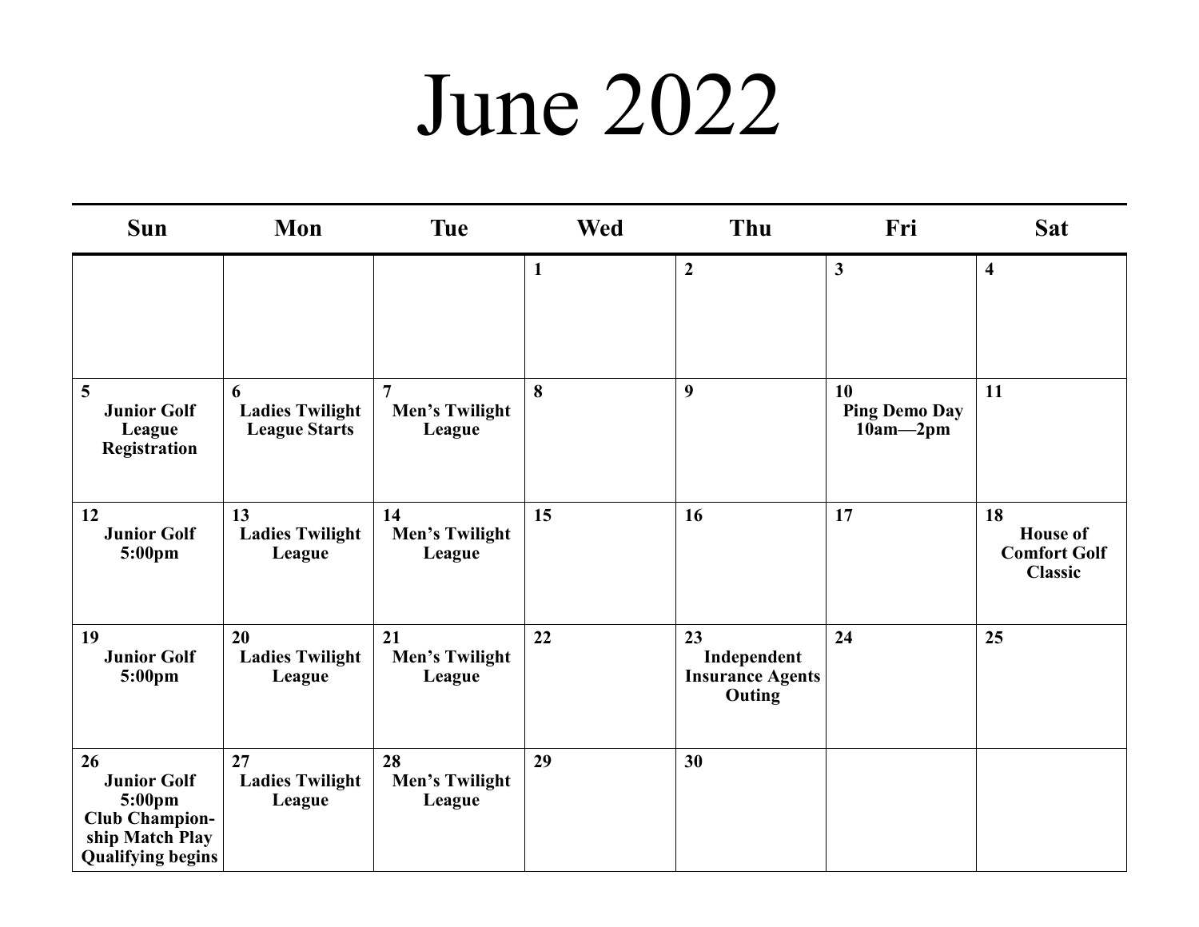# June 2022

| Sun | Mon | Tue | Wed | Thu | Fri | Sat |
|---|---|---|---|---|---|---|
| | | | **1** | **2** | **3** | **4** |
| **5** Junior Golf League Registration | **6** Ladies Twilight League Starts | **7** Men's Twilight League | **8** | **9** | **10** Ping Demo Day 10am—2pm | **11** |
| **12** Junior Golf 5:00pm | **13** Ladies Twilight League | **14** Men's Twilight League | **15** | **16** | **17** | **18** House of Comfort Golf Classic |
| **19** Junior Golf 5:00pm | **20** Ladies Twilight League | **21** Men's Twilight League | **22** | **23** Independent Insurance Agents Outing | **24** | **25** |
| **26** Junior Golf 5:00pm Club Championship Match Play Qualifying begins | **27** Ladies Twilight League | **28** Men's Twilight League | **29** | **30** | | |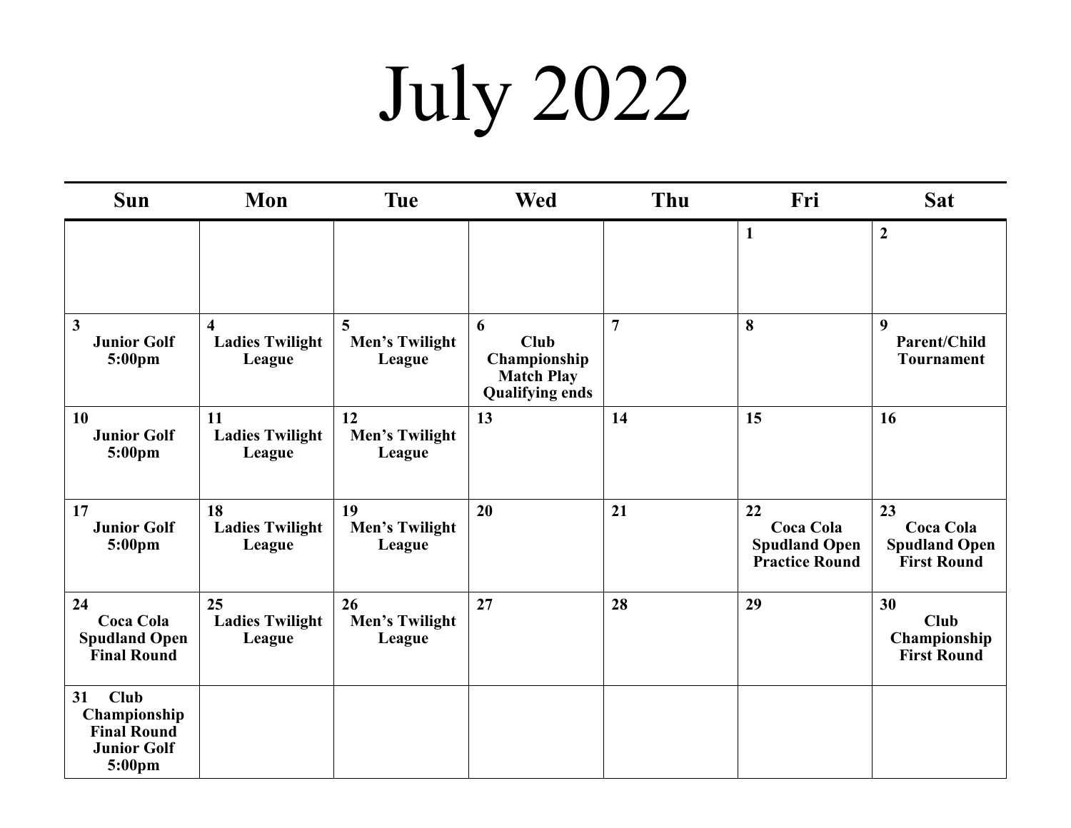# July 2022

| Sun | Mon | Tue | Wed | Thu | Fri | Sat |
|---|---|---|---|---|---|---|
| | | | | | **1** | **2** |
| **3** Junior Golf 5:00pm | **4** Ladies Twilight League | **5** Men's Twilight League | **6** Club Championship Match Play Qualifying ends | **7** | **8** | **9** Parent/Child Tournament |
| **10** Junior Golf 5:00pm | **11** Ladies Twilight League | **12** Men's Twilight League | **13** | **14** | **15** | **16** |
| **17** Junior Golf 5:00pm | **18** Ladies Twilight League | **19** Men's Twilight League | **20** | **21** | **22** Coca Cola Spudland Open Practice Round | **23** Coca Cola Spudland Open First Round |
| **24** Coca Cola Spudland Open Final Round | **25** Ladies Twilight League | **26** Men's Twilight League | **27** | **28** | **29** | **30** Club Championship First Round |
| **31** Club Championship Final Round Junior Golf 5:00pm | | | | | | |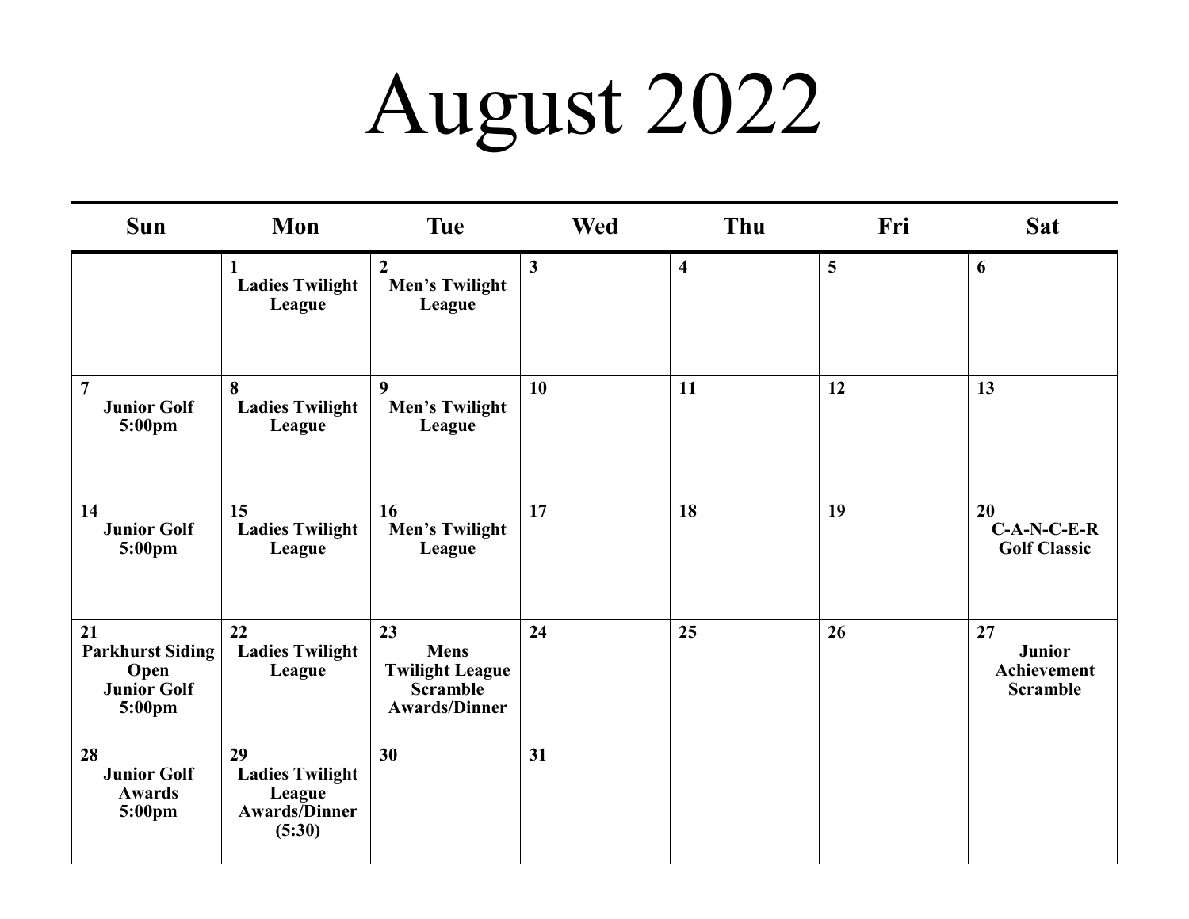# August 2022

| Sun | Mon | Tue | Wed | Thu | Fri | Sat |
|---|---|---|---|---|---|---|
| | **1** Ladies Twilight League | **2** Men's Twilight League | **3** | **4** | **5** | **6** |
| **7** Junior Golf 5:00pm | **8** Ladies Twilight League | **9** Men's Twilight League | **10** | **11** | **12** | **13** |
| **14** Junior Golf 5:00pm | **15** Ladies Twilight League | **16** Men's Twilight League | **17** | **18** | **19** | **20** C-A-N-C-E-R Golf Classic |
| **21** Parkhurst Siding Open Junior Golf 5:00pm | **22** Ladies Twilight League | **23** Mens Twilight League Scramble Awards/Dinner | **24** | **25** | **26** | **27** Junior Achievement Scramble |
| **28** Junior Golf Awards 5:00pm | **29** Ladies Twilight League Awards/Dinner (5:30) | **30** | **31** | | | |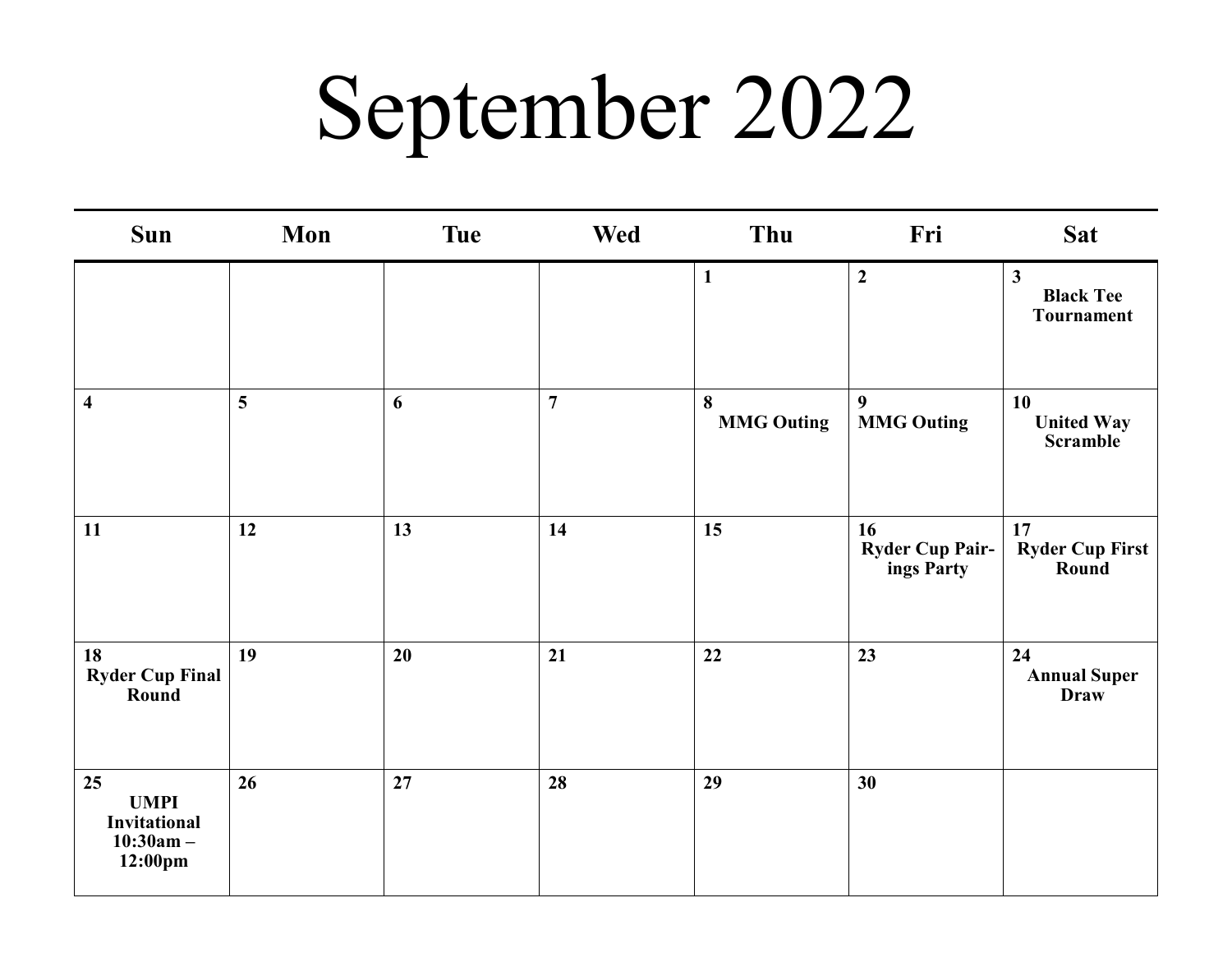# September 2022

| Sun | Mon | Tue | Wed | Thu | Fri | Sat |
|---|---|---|---|---|---|---|
| | | | | **1** | **2** | **3** **Black Tee Tournament** |
| **4** | **5** | **6** | **7** | **8** **MMG Outing** | **9** **MMG Outing** | **10** **United Way Scramble** |
| **11** | **12** | **13** | **14** | **15** | **16** **Ryder Cup Pairings Party** | **17** **Ryder Cup First Round** |
| **18** **Ryder Cup Final Round** | **19** | **20** | **21** | **22** | **23** | **24** **Annual Super Draw** |
| **25** **UMPI Invitational 10:30am – 12:00pm** | **26** | **27** | **28** | **29** | **30** | |